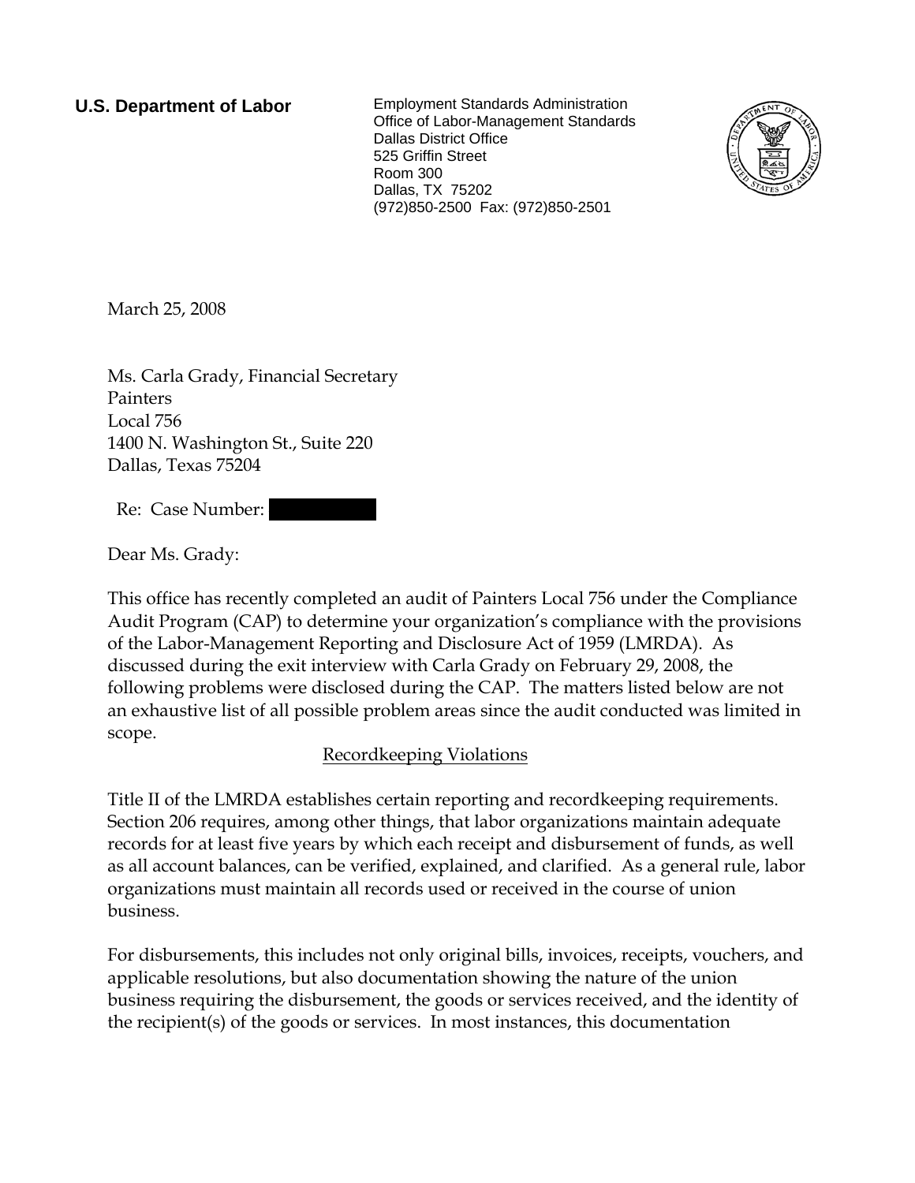**U.S. Department of Labor**

Employment Standards Administration
Office of Labor-Management Standards
Dallas District Office
525 Griffin Street
Room 300
Dallas, TX 75202
(972)850-2500 Fax: (972)850-2501

March 25, 2008

Ms. Carla Grady, Financial Secretary
Painters
Local 756
1400 N. Washington St., Suite 220
Dallas, Texas 75204

Re: Case Number: [REDACTED]

Dear Ms. Grady:

This office has recently completed an audit of Painters Local 756 under the Compliance Audit Program (CAP) to determine your organization's compliance with the provisions of the Labor-Management Reporting and Disclosure Act of 1959 (LMRDA). As discussed during the exit interview with Carla Grady on February 29, 2008, the following problems were disclosed during the CAP. The matters listed below are not an exhaustive list of all possible problem areas since the audit conducted was limited in scope.

## Recordkeeping Violations

Title II of the LMRDA establishes certain reporting and recordkeeping requirements. Section 206 requires, among other things, that labor organizations maintain adequate records for at least five years by which each receipt and disbursement of funds, as well as all account balances, can be verified, explained, and clarified. As a general rule, labor organizations must maintain all records used or received in the course of union business.

For disbursements, this includes not only original bills, invoices, receipts, vouchers, and applicable resolutions, but also documentation showing the nature of the union business requiring the disbursement, the goods or services received, and the identity of the recipient(s) of the goods or services. In most instances, this documentation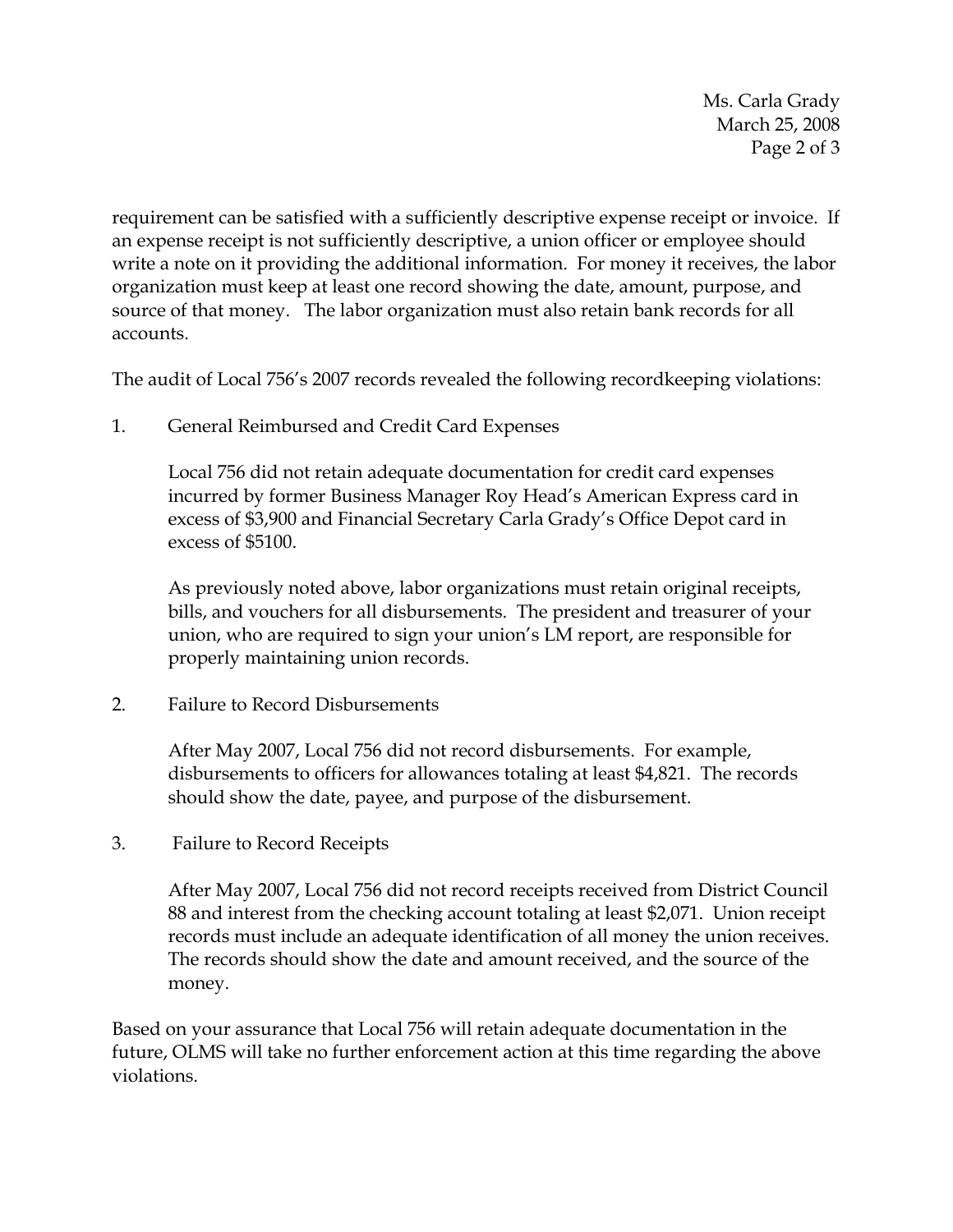requirement can be satisfied with a sufficiently descriptive expense receipt or invoice. If an expense receipt is not sufficiently descriptive, a union officer or employee should write a note on it providing the additional information. For money it receives, the labor organization must keep at least one record showing the date, amount, purpose, and source of that money. The labor organization must also retain bank records for all accounts.

The audit of Local 756's 2007 records revealed the following recordkeeping violations:

1. General Reimbursed and Credit Card Expenses

   Local 756 did not retain adequate documentation for credit card expenses incurred by former Business Manager Roy Head's American Express card in excess of $3,900 and Financial Secretary Carla Grady's Office Depot card in excess of $5100.

   As previously noted above, labor organizations must retain original receipts, bills, and vouchers for all disbursements. The president and treasurer of your union, who are required to sign your union's LM report, are responsible for properly maintaining union records.

2. Failure to Record Disbursements

   After May 2007, Local 756 did not record disbursements. For example, disbursements to officers for allowances totaling at least $4,821. The records should show the date, payee, and purpose of the disbursement.

3. Failure to Record Receipts

   After May 2007, Local 756 did not record receipts received from District Council 88 and interest from the checking account totaling at least $2,071. Union receipt records must include an adequate identification of all money the union receives. The records should show the date and amount received, and the source of the money.

Based on your assurance that Local 756 will retain adequate documentation in the future, OLMS will take no further enforcement action at this time regarding the above violations.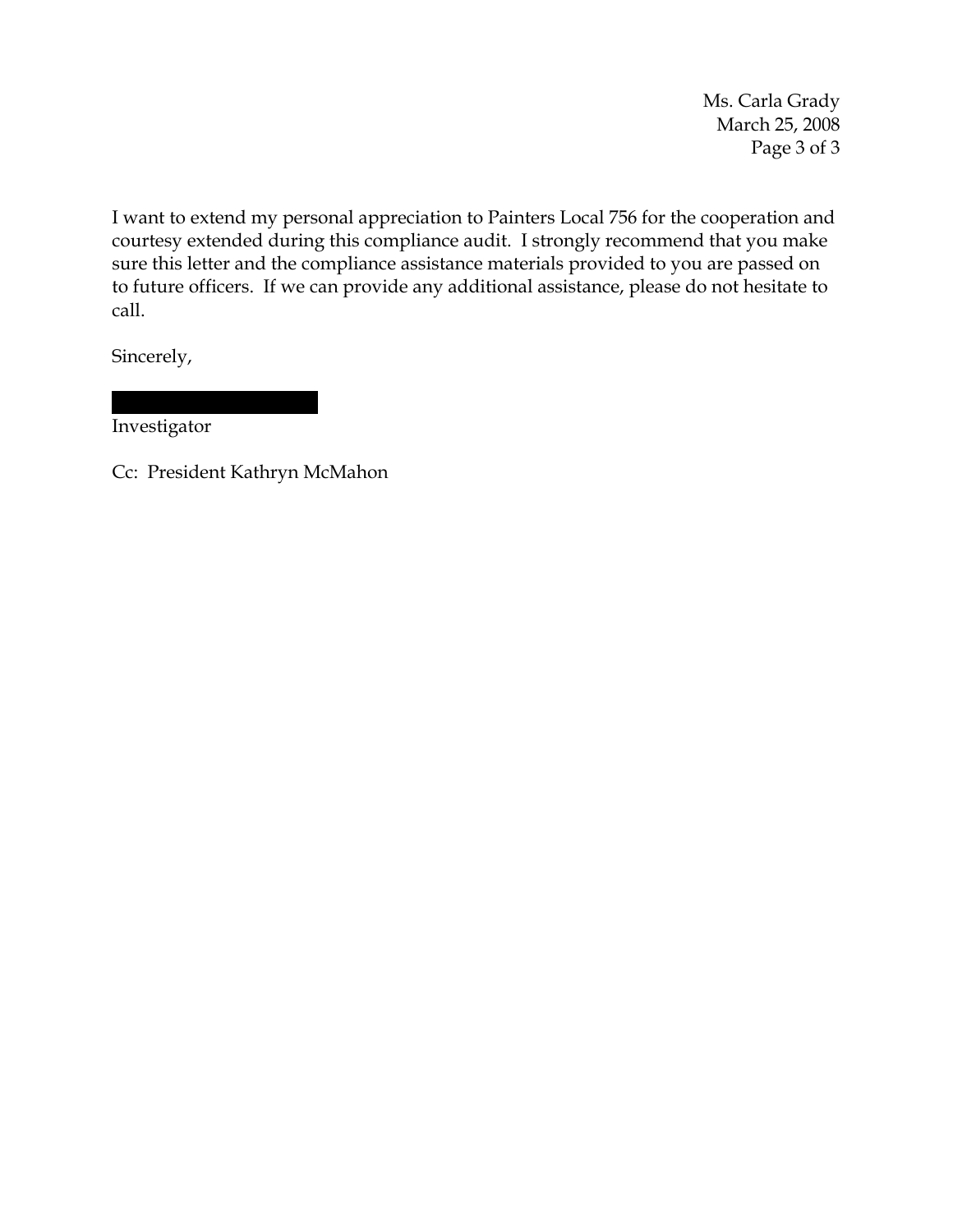I want to extend my personal appreciation to Painters Local 756 for the cooperation and courtesy extended during this compliance audit. I strongly recommend that you make sure this letter and the compliance assistance materials provided to you are passed on to future officers. If we can provide any additional assistance, please do not hesitate to call.

Sincerely,

Investigator

Cc: President Kathryn McMahon